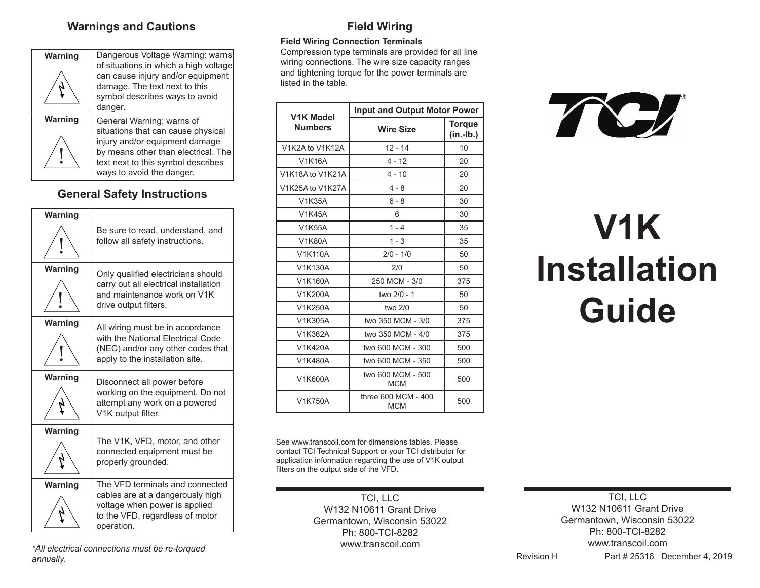## Warnings and Cautions

| Warning | |
|---|---|
| Warning | Dangerous Voltage Warning: warns of situations in which a high voltage can cause injury and/or equipment damage. The text next to this symbol describes ways to avoid danger. |
| Warning | General Warning: warns of situations that can cause physical injury and/or equipment damage by means other than electrical. The text next to this symbol describes ways to avoid the danger. |

## General Safety Instructions

| Warning | |
|---|---|
| Warning | Be sure to read, understand, and follow all safety instructions. |
| Warning | Only qualified electricians should carry out all electrical installation and maintenance work on V1K drive output filters. |
| Warning | All wiring must be in accordance with the National Electrical Code (NEC) and/or any other codes that apply to the installation site. |
| Warning | Disconnect all power before working on the equipment. Do not attempt any work on a powered V1K output filter. |
| Warning | The V1K, VFD, motor, and other connected equipment must be properly grounded. |
| Warning | The VFD terminals and connected cables are at a dangerously high voltage when power is applied to the VFD, regardless of motor operation. |

*\*All electrical connections must be re-torqued annually.*

## Field Wiring

**Field Wiring Connection Terminals**

Compression type terminals are provided for all line wiring connections. The wire size capacity ranges and tightening torque for the power terminals are listed in the table.

| V1K Model Numbers | Input and Output Motor Power | |
|---|---|---|
| | Wire Size | Torque (in.-lb.) |
| V1K2A to V1K12A | 12 - 14 | 10 |
| V1K16A | 4 - 12 | 20 |
| V1K18A to V1K21A | 4 - 10 | 20 |
| V1K25A to V1K27A | 4 - 8 | 20 |
| V1K35A | 6 - 8 | 30 |
| V1K45A | 6 | 30 |
| V1K55A | 1 - 4 | 35 |
| V1K80A | 1 - 3 | 35 |
| V1K110A | 2/0 - 1/0 | 50 |
| V1K130A | 2/0 | 50 |
| V1K160A | 250 MCM - 3/0 | 375 |
| V1K200A | two 2/0 - 1 | 50 |
| V1K250A | two 2/0 | 50 |
| V1K305A | two 350 MCM - 3/0 | 375 |
| V1K362A | two 350 MCM - 4/0 | 375 |
| V1K420A | two 600 MCM - 300 | 500 |
| V1K480A | two 600 MCM - 350 | 500 |
| V1K600A | two 600 MCM - 500 MCM | 500 |
| V1K750A | three 600 MCM - 400 MCM | 500 |

See www.transcoil.com for dimensions tables. Please contact TCI Technical Support or your TCI distributor for application information regarding the use of V1K output filters on the output side of the VFD.

TCI, LLC
W132 N10611 Grant Drive
Germantown, Wisconsin 53022
Ph: 800-TCI-8282
www.transcoil.com

TCI

# V1K Installation Guide

TCI, LLC
W132 N10611 Grant Drive
Germantown, Wisconsin 53022
Ph: 800-TCI-8282
www.transcoil.com

Revision H Part # 25316 December 4, 2019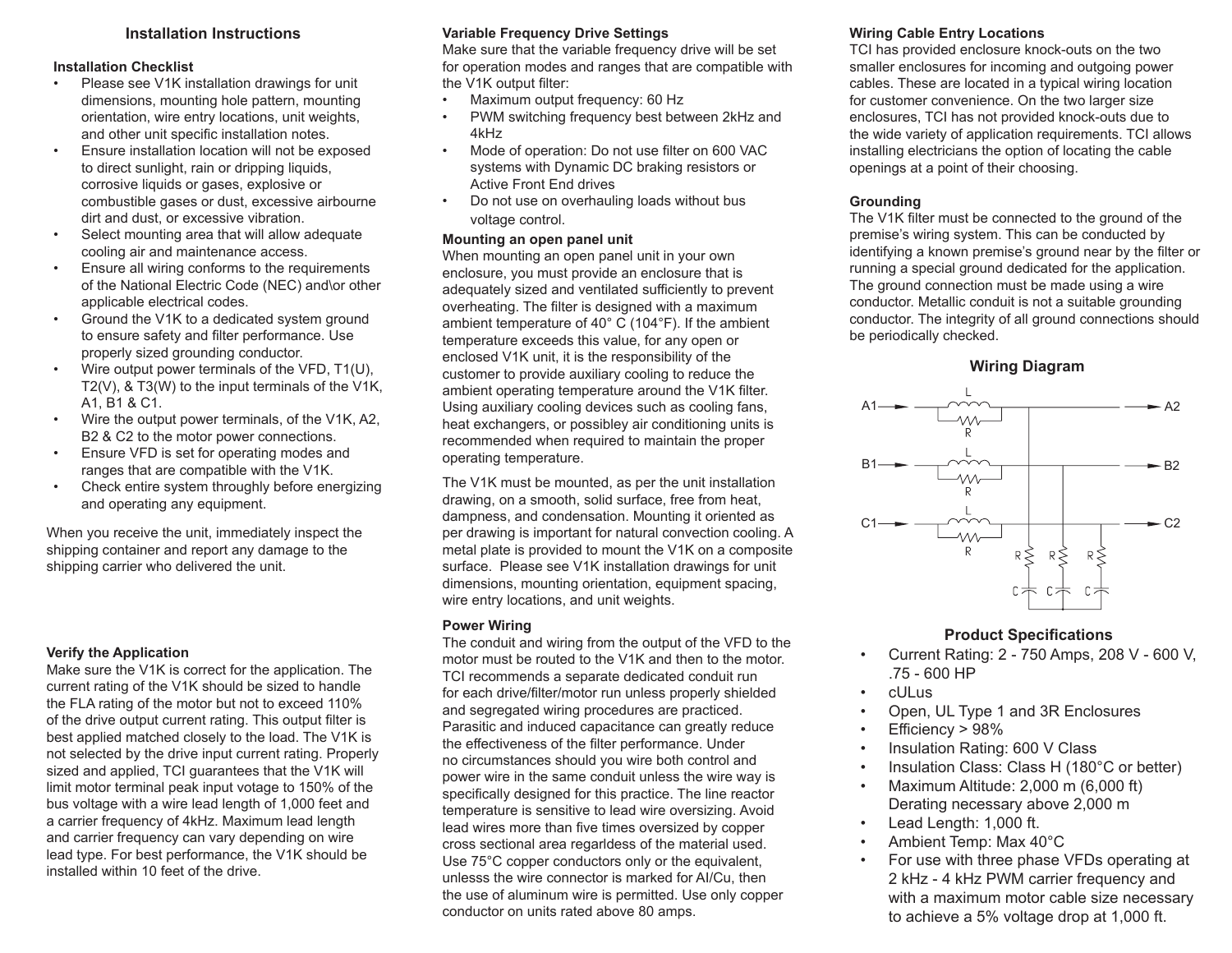## Installation Instructions

### Installation Checklist

- Please see V1K installation drawings for unit dimensions, mounting hole pattern, mounting orientation, wire entry locations, unit weights, and other unit specific installation notes.
- Ensure installation location will not be exposed to direct sunlight, rain or dripping liquids, corrosive liquids or gases, explosive or combustible gases or dust, excessive airbourne dirt and dust, or excessive vibration.
- Select mounting area that will allow adequate cooling air and maintenance access.
- Ensure all wiring conforms to the requirements of the National Electric Code (NEC) and\or other applicable electrical codes.
- Ground the V1K to a dedicated system ground to ensure safety and filter performance. Use properly sized grounding conductor.
- Wire output power terminals of the VFD, T1(U), T2(V), & T3(W) to the input terminals of the V1K, A1, B1 & C1.
- Wire the output power terminals, of the V1K, A2, B2 & C2 to the motor power connections.
- Ensure VFD is set for operating modes and ranges that are compatible with the V1K.
- Check entire system throughly before energizing and operating any equipment.

When you receive the unit, immediately inspect the shipping container and report any damage to the shipping carrier who delivered the unit.

### Verify the Application

Make sure the V1K is correct for the application. The current rating of the V1K should be sized to handle the FLA rating of the motor but not to exceed 110% of the drive output current rating. This output filter is best applied matched closely to the load. The V1K is not selected by the drive input current rating. Properly sized and applied, TCI guarantees that the V1K will limit motor terminal peak input votage to 150% of the bus voltage with a wire lead length of 1,000 feet and a carrier frequency of 4kHz. Maximum lead length and carrier frequency can vary depending on wire lead type. For best performance, the V1K should be installed within 10 feet of the drive.

### Variable Frequency Drive Settings

Make sure that the variable frequency drive will be set for operation modes and ranges that are compatible with the V1K output filter:

- Maximum output frequency: 60 Hz
- PWM switching frequency best between 2kHz and 4kHz
- Mode of operation: Do not use filter on 600 VAC systems with Dynamic DC braking resistors or Active Front End drives
- Do not use on overhauling loads without bus voltage control.

### Mounting an open panel unit

When mounting an open panel unit in your own enclosure, you must provide an enclosure that is adequately sized and ventilated sufficiently to prevent overheating. The filter is designed with a maximum ambient temperature of 40° C (104°F). If the ambient temperature exceeds this value, for any open or enclosed V1K unit, it is the responsibility of the customer to provide auxiliary cooling to reduce the ambient operating temperature around the V1K filter. Using auxiliary cooling devices such as cooling fans, heat exchangers, or possibley air conditioning units is recommended when required to maintain the proper operating temperature.

The V1K must be mounted, as per the unit installation drawing, on a smooth, solid surface, free from heat, dampness, and condensation. Mounting it oriented as per drawing is important for natural convection cooling. A metal plate is provided to mount the V1K on a composite surface. Please see V1K installation drawings for unit dimensions, mounting orientation, equipment spacing, wire entry locations, and unit weights.

### Power Wiring

The conduit and wiring from the output of the VFD to the motor must be routed to the V1K and then to the motor. TCI recommends a separate dedicated conduit run for each drive/filter/motor run unless properly shielded and segregated wiring procedures are practiced. Parasitic and induced capacitance can greatly reduce the effectiveness of the filter performance. Under no circumstances should you wire both control and power wire in the same conduit unless the wire way is specifically designed for this practice. The line reactor temperature is sensitive to lead wire oversizing. Avoid lead wires more than five times oversized by copper cross sectional area regarldess of the material used. Use 75°C copper conductors only or the equivalent, unlesss the wire connector is marked for Al/Cu, then the use of aluminum wire is permitted. Use only copper conductor on units rated above 80 amps.

### Wiring Cable Entry Locations

TCI has provided enclosure knock-outs on the two smaller enclosures for incoming and outgoing power cables. These are located in a typical wiring location for customer convenience. On the two larger size enclosures, TCI has not provided knock-outs due to the wide variety of application requirements. TCI allows installing electricians the option of locating the cable openings at a point of their choosing.

### Grounding

The V1K filter must be connected to the ground of the premise's wiring system. This can be conducted by identifying a known premise's ground near by the filter or running a special ground dedicated for the application. The ground connection must be made using a wire conductor. Metallic conduit is not a suitable grounding conductor. The integrity of all ground connections should be periodically checked.

### Wiring Diagram

A1 L R A2
B1 L R B2
C1 L R C2
R R R
C C C

### Product Specifications

- Current Rating: 2 - 750 Amps, 208 V - 600 V, .75 - 600 HP
- cULus
- Open, UL Type 1 and 3R Enclosures
- Efficiency > 98%
- Insulation Rating: 600 V Class
- Insulation Class: Class H (180°C or better)
- Maximum Altitude: 2,000 m (6,000 ft) Derating necessary above 2,000 m
- Lead Length: 1,000 ft.
- Ambient Temp: Max 40°C
- For use with three phase VFDs operating at 2 kHz - 4 kHz PWM carrier frequency and with a maximum motor cable size necessary to achieve a 5% voltage drop at 1,000 ft.